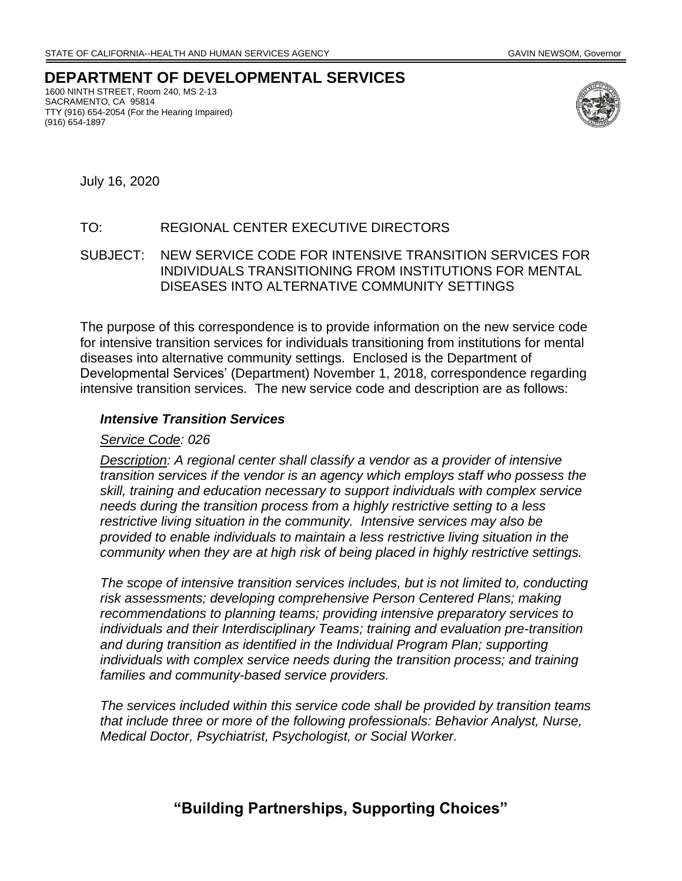STATE OF CALIFORNIA--HEALTH AND HUMAN SERVICES AGENCY GAVIN NEWSOM, Governor

# DEPARTMENT OF DEVELOPMENTAL SERVICES

1600 NINTH STREET, Room 240, MS 2-13
SACRAMENTO, CA 95814
TTY (916) 654-2054 (For the Hearing Impaired)
(916) 654-1897

July 16, 2020

TO: REGIONAL CENTER EXECUTIVE DIRECTORS

SUBJECT: NEW SERVICE CODE FOR INTENSIVE TRANSITION SERVICES FOR INDIVIDUALS TRANSITIONING FROM INSTITUTIONS FOR MENTAL DISEASES INTO ALTERNATIVE COMMUNITY SETTINGS

The purpose of this correspondence is to provide information on the new service code for intensive transition services for individuals transitioning from institutions for mental diseases into alternative community settings. Enclosed is the Department of Developmental Services' (Department) November 1, 2018, correspondence regarding intensive transition services. The new service code and description are as follows:

***Intensive Transition Services***

*Service Code: 026*

*Description: A regional center shall classify a vendor as a provider of intensive transition services if the vendor is an agency which employs staff who possess the skill, training and education necessary to support individuals with complex service needs during the transition process from a highly restrictive setting to a less restrictive living situation in the community. Intensive services may also be provided to enable individuals to maintain a less restrictive living situation in the community when they are at high risk of being placed in highly restrictive settings.*

*The scope of intensive transition services includes, but is not limited to, conducting risk assessments; developing comprehensive Person Centered Plans; making recommendations to planning teams; providing intensive preparatory services to individuals and their Interdisciplinary Teams; training and evaluation pre-transition and during transition as identified in the Individual Program Plan; supporting individuals with complex service needs during the transition process; and training families and community-based service providers.*

*The services included within this service code shall be provided by transition teams that include three or more of the following professionals: Behavior Analyst, Nurse, Medical Doctor, Psychiatrist, Psychologist, or Social Worker.*

**"Building Partnerships, Supporting Choices"**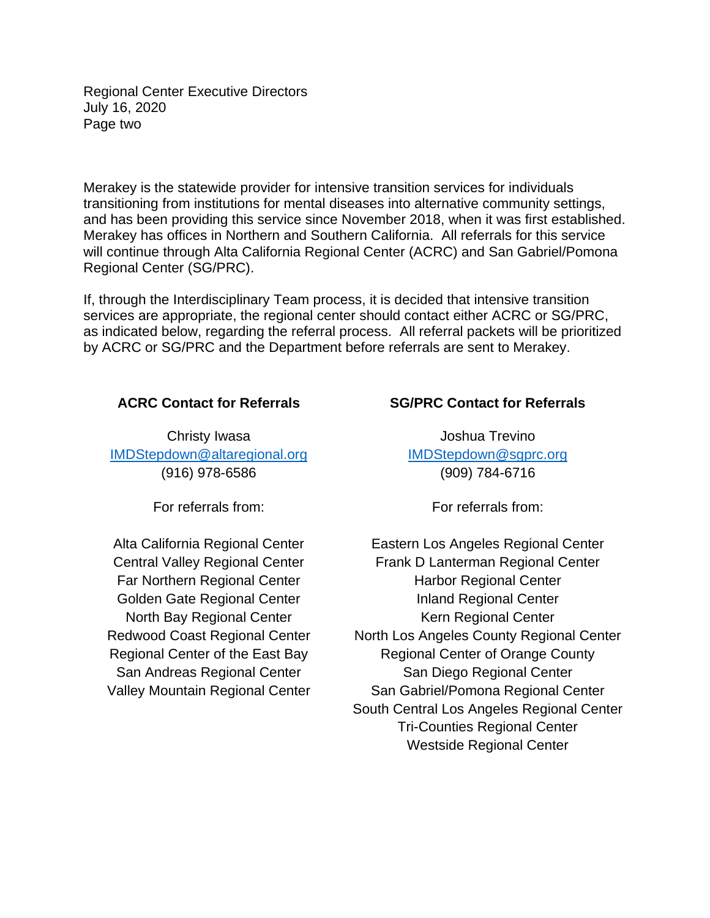Merakey is the statewide provider for intensive transition services for individuals transitioning from institutions for mental diseases into alternative community settings, and has been providing this service since November 2018, when it was first established. Merakey has offices in Northern and Southern California. All referrals for this service will continue through Alta California Regional Center (ACRC) and San Gabriel/Pomona Regional Center (SG/PRC).

If, through the Interdisciplinary Team process, it is decided that intensive transition services are appropriate, the regional center should contact either ACRC or SG/PRC, as indicated below, regarding the referral process. All referral packets will be prioritized by ACRC or SG/PRC and the Department before referrals are sent to Merakey.

**ACRC Contact for Referrals**

Christy Iwasa
IMDStepdown@altaregional.org
(916) 978-6586

For referrals from:

Alta California Regional Center
Central Valley Regional Center
Far Northern Regional Center
Golden Gate Regional Center
North Bay Regional Center
Redwood Coast Regional Center
Regional Center of the East Bay
San Andreas Regional Center
Valley Mountain Regional Center

**SG/PRC Contact for Referrals**

Joshua Trevino
IMDStepdown@sgprc.org
(909) 784-6716

For referrals from:

Eastern Los Angeles Regional Center
Frank D Lanterman Regional Center
Harbor Regional Center
Inland Regional Center
Kern Regional Center
North Los Angeles County Regional Center
Regional Center of Orange County
San Diego Regional Center
San Gabriel/Pomona Regional Center
South Central Los Angeles Regional Center
Tri-Counties Regional Center
Westside Regional Center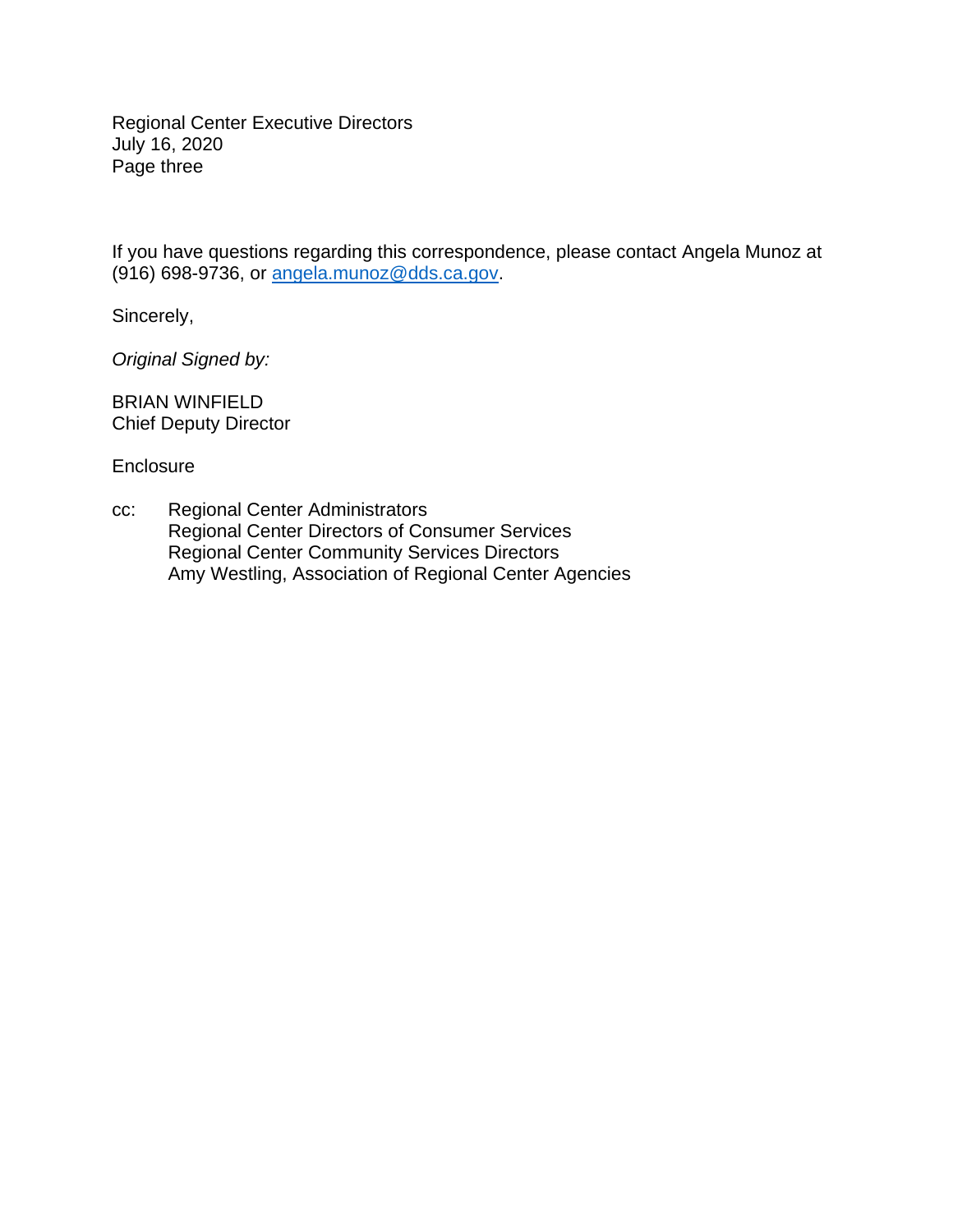If you have questions regarding this correspondence, please contact Angela Munoz at (916) 698-9736, or angela.munoz@dds.ca.gov.

Sincerely,

*Original Signed by:*

BRIAN WINFIELD
Chief Deputy Director

Enclosure

cc: Regional Center Administrators
Regional Center Directors of Consumer Services
Regional Center Community Services Directors
Amy Westling, Association of Regional Center Agencies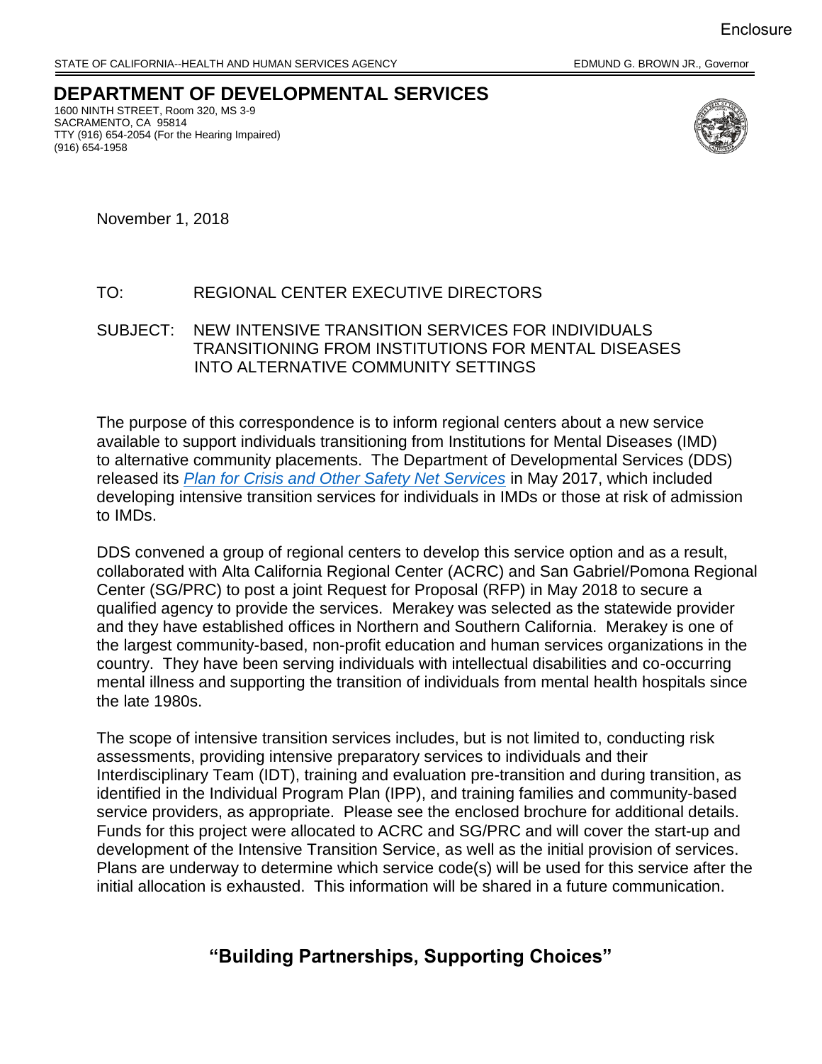Enclosure

STATE OF CALIFORNIA--HEALTH AND HUMAN SERVICES AGENCY EDMUND G. BROWN JR., Governor

# DEPARTMENT OF DEVELOPMENTAL SERVICES

1600 NINTH STREET, Room 320, MS 3-9
SACRAMENTO, CA 95814
TTY (916) 654-2054 (For the Hearing Impaired)
(916) 654-1958

November 1, 2018

TO: REGIONAL CENTER EXECUTIVE DIRECTORS

SUBJECT: NEW INTENSIVE TRANSITION SERVICES FOR INDIVIDUALS TRANSITIONING FROM INSTITUTIONS FOR MENTAL DISEASES INTO ALTERNATIVE COMMUNITY SETTINGS

The purpose of this correspondence is to inform regional centers about a new service available to support individuals transitioning from Institutions for Mental Diseases (IMD) to alternative community placements. The Department of Developmental Services (DDS) released its *Plan for Crisis and Other Safety Net Services* in May 2017, which included developing intensive transition services for individuals in IMDs or those at risk of admission to IMDs.

DDS convened a group of regional centers to develop this service option and as a result, collaborated with Alta California Regional Center (ACRC) and San Gabriel/Pomona Regional Center (SG/PRC) to post a joint Request for Proposal (RFP) in May 2018 to secure a qualified agency to provide the services. Merakey was selected as the statewide provider and they have established offices in Northern and Southern California. Merakey is one of the largest community-based, non-profit education and human services organizations in the country. They have been serving individuals with intellectual disabilities and co-occurring mental illness and supporting the transition of individuals from mental health hospitals since the late 1980s.

The scope of intensive transition services includes, but is not limited to, conducting risk assessments, providing intensive preparatory services to individuals and their Interdisciplinary Team (IDT), training and evaluation pre-transition and during transition, as identified in the Individual Program Plan (IPP), and training families and community-based service providers, as appropriate. Please see the enclosed brochure for additional details. Funds for this project were allocated to ACRC and SG/PRC and will cover the start-up and development of the Intensive Transition Service, as well as the initial provision of services. Plans are underway to determine which service code(s) will be used for this service after the initial allocation is exhausted. This information will be shared in a future communication.

**"Building Partnerships, Supporting Choices"**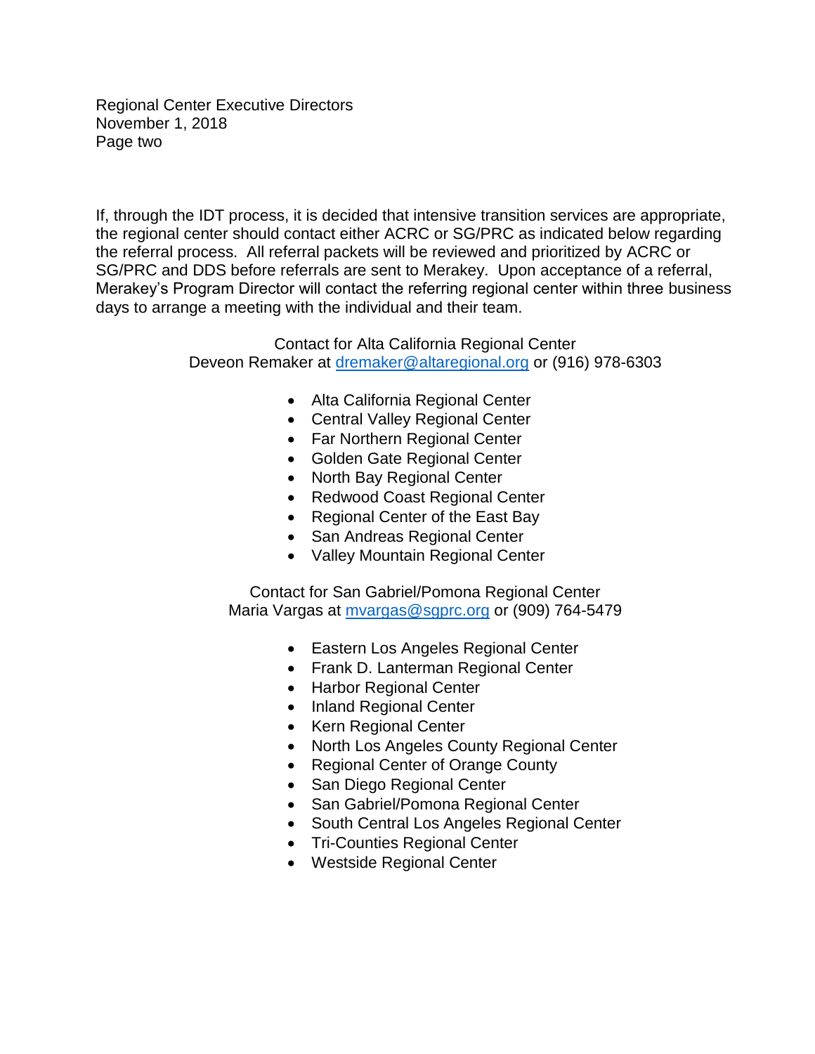If, through the IDT process, it is decided that intensive transition services are appropriate, the regional center should contact either ACRC or SG/PRC as indicated below regarding the referral process. All referral packets will be reviewed and prioritized by ACRC or SG/PRC and DDS before referrals are sent to Merakey. Upon acceptance of a referral, Merakey's Program Director will contact the referring regional center within three business days to arrange a meeting with the individual and their team.

Contact for Alta California Regional Center
Deveon Remaker at dremaker@altaregional.org or (916) 978-6303

- Alta California Regional Center
- Central Valley Regional Center
- Far Northern Regional Center
- Golden Gate Regional Center
- North Bay Regional Center
- Redwood Coast Regional Center
- Regional Center of the East Bay
- San Andreas Regional Center
- Valley Mountain Regional Center

Contact for San Gabriel/Pomona Regional Center
Maria Vargas at mvargas@sgprc.org or (909) 764-5479

- Eastern Los Angeles Regional Center
- Frank D. Lanterman Regional Center
- Harbor Regional Center
- Inland Regional Center
- Kern Regional Center
- North Los Angeles County Regional Center
- Regional Center of Orange County
- San Diego Regional Center
- San Gabriel/Pomona Regional Center
- South Central Los Angeles Regional Center
- Tri-Counties Regional Center
- Westside Regional Center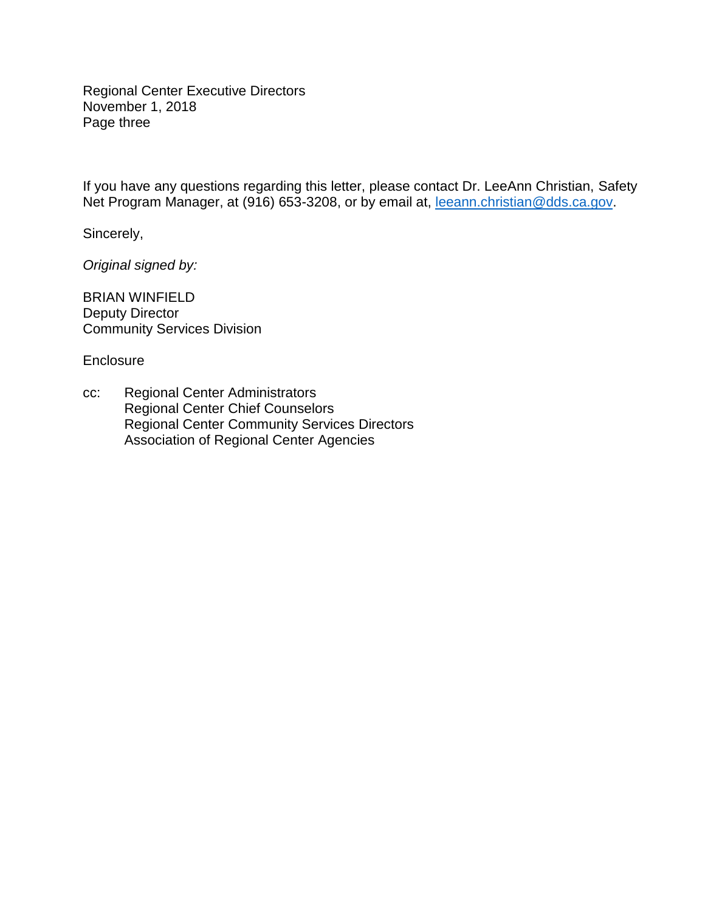If you have any questions regarding this letter, please contact Dr. LeeAnn Christian, Safety Net Program Manager, at (916) 653-3208, or by email at, leeann.christian@dds.ca.gov.

Sincerely,

*Original signed by:*

BRIAN WINFIELD
Deputy Director
Community Services Division

Enclosure

cc: Regional Center Administrators
Regional Center Chief Counselors
Regional Center Community Services Directors
Association of Regional Center Agencies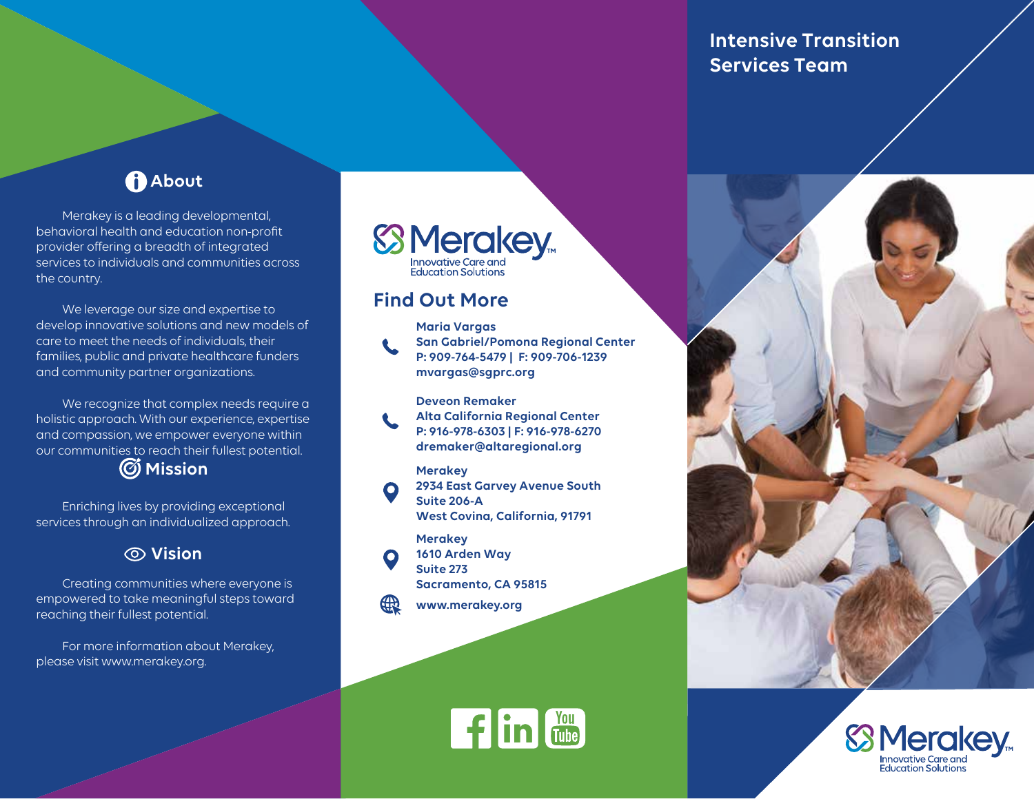## About

Merakey is a leading developmental, behavioral health and education non-profit provider offering a breadth of integrated services to individuals and communities across the country.

We leverage our size and expertise to develop innovative solutions and new models of care to meet the needs of individuals, their families, public and private healthcare funders and community partner organizations.

We recognize that complex needs require a holistic approach. With our experience, expertise and compassion, we empower everyone within our communities to reach their fullest potential.

## Mission

Enriching lives by providing exceptional services through an individualized approach.

## Vision

Creating communities where everyone is empowered to take meaningful steps toward reaching their fullest potential.

For more information about Merakey, please visit www.merakey.org.

Merakey
Innovative Care and Education Solutions

## Find Out More

**Maria Vargas**
**San Gabriel/Pomona Regional Center**
**P: 909-764-5479 | F: 909-706-1239**
**mvargas@sgprc.org**

**Deveon Remaker**
**Alta California Regional Center**
**P: 916-978-6303 | F: 916-978-6270**
**dremaker@altaregional.org**

**Merakey**
**2934 East Garvey Avenue South**
**Suite 206-A**
**West Covina, California, 91791**

**Merakey**
**1610 Arden Way**
**Suite 273**
**Sacramento, CA 95815**

**www.merakey.org**

# Intensive Transition Services Team

Merakey
Innovative Care and Education Solutions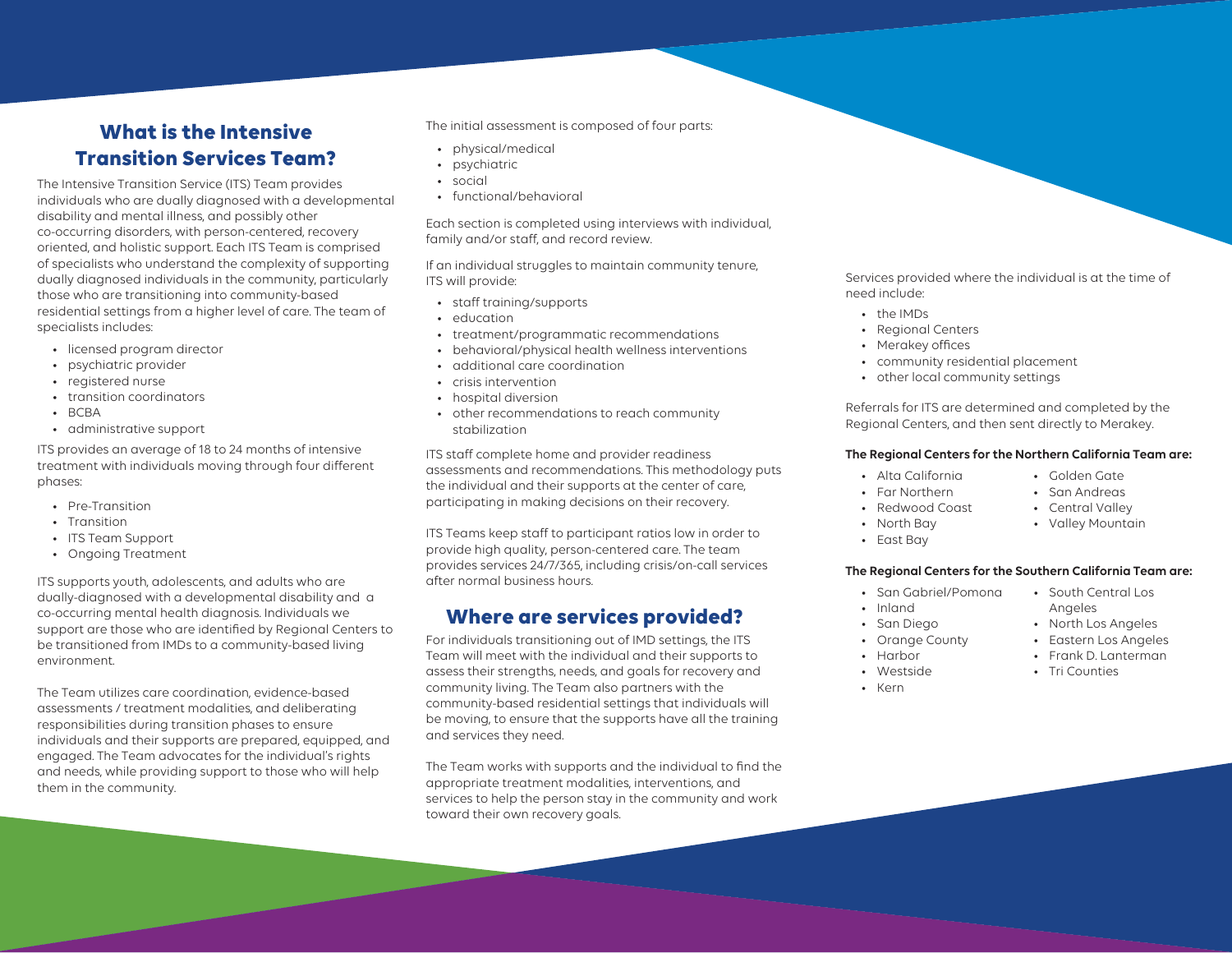## What is the Intensive Transition Services Team?

The Intensive Transition Service (ITS) Team provides individuals who are dually diagnosed with a developmental disability and mental illness, and possibly other co-occurring disorders, with person-centered, recovery oriented, and holistic support. Each ITS Team is comprised of specialists who understand the complexity of supporting dually diagnosed individuals in the community, particularly those who are transitioning into community-based residential settings from a higher level of care. The team of specialists includes:

- licensed program director
- psychiatric provider
- registered nurse
- transition coordinators
- BCBA
- administrative support

ITS provides an average of 18 to 24 months of intensive treatment with individuals moving through four different phases:

- Pre-Transition
- Transition
- ITS Team Support
- Ongoing Treatment

ITS supports youth, adolescents, and adults who are dually-diagnosed with a developmental disability and a co-occurring mental health diagnosis. Individuals we support are those who are identified by Regional Centers to be transitioned from IMDs to a community-based living environment.

The Team utilizes care coordination, evidence-based assessments / treatment modalities, and deliberating responsibilities during transition phases to ensure individuals and their supports are prepared, equipped, and engaged. The Team advocates for the individual's rights and needs, while providing support to those who will help them in the community.

The initial assessment is composed of four parts:

- physical/medical
- psychiatric
- social
- functional/behavioral

Each section is completed using interviews with individual, family and/or staff, and record review.

If an individual struggles to maintain community tenure, ITS will provide:

- staff training/supports
- education
- treatment/programmatic recommendations
- behavioral/physical health wellness interventions
- additional care coordination
- crisis intervention
- hospital diversion
- other recommendations to reach community stabilization

ITS staff complete home and provider readiness assessments and recommendations. This methodology puts the individual and their supports at the center of care, participating in making decisions on their recovery.

ITS Teams keep staff to participant ratios low in order to provide high quality, person-centered care. The team provides services 24/7/365, including crisis/on-call services after normal business hours.

## Where are services provided?

For individuals transitioning out of IMD settings, the ITS Team will meet with the individual and their supports to assess their strengths, needs, and goals for recovery and community living. The Team also partners with the community-based residential settings that individuals will be moving, to ensure that the supports have all the training and services they need.

The Team works with supports and the individual to find the appropriate treatment modalities, interventions, and services to help the person stay in the community and work toward their own recovery goals.

Services provided where the individual is at the time of need include:

- the IMDs
- Regional Centers
- Merakey offices
- community residential placement
- other local community settings

Referrals for ITS are determined and completed by the Regional Centers, and then sent directly to Merakey.

**The Regional Centers for the Northern California Team are:**

- Alta California
- Far Northern
- Redwood Coast
- North Bay
- East Bay
- Golden Gate
- San Andreas
- Central Valley
- Valley Mountain

**The Regional Centers for the Southern California Team are:**

- San Gabriel/Pomona
- Inland
- San Diego
- Orange County
- Harbor
- Westside
- Kern
- South Central Los Angeles
- North Los Angeles
- Eastern Los Angeles
- Frank D. Lanterman
- Tri Counties